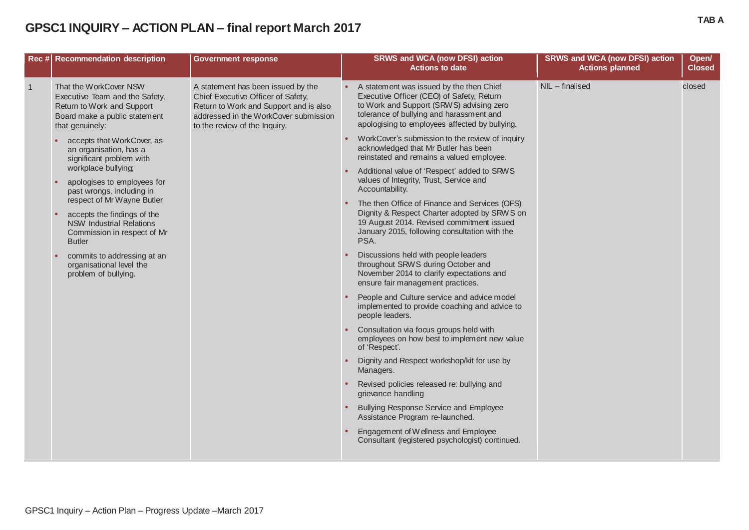**TAB A**

# GPSC1 INQUIRY – ACTION PLAN – final report March 2017

| Rec # | Recommendation description | Government response | SRWS and WCA (now DFSI) action Actions to date | SRWS and WCA (now DFSI) action Actions planned | Open/ Closed |
|---|---|---|---|---|---|
| 1 | That the WorkCover NSW Executive Team and the Safety, Return to Work and Support Board make a public statement that genuinely:<br>• accepts that WorkCover, as an organisation, has a significant problem with workplace bullying;<br>• apologises to employees for past wrongs, including in respect of Mr Wayne Butler<br>• accepts the findings of the NSW Industrial Relations Commission in respect of Mr Butler<br>• commits to addressing at an organisational level the problem of bullying. | A statement has been issued by the Chief Executive Officer of Safety, Return to Work and Support and is also addressed in the WorkCover submission to the review of the Inquiry. | • A statement was issued by the then Chief Executive Officer (CEO) of Safety, Return to Work and Support (SRWS) advising zero tolerance of bullying and harassment and apologising to employees affected by bullying.<br>• WorkCover's submission to the review of inquiry acknowledged that Mr Butler has been reinstated and remains a valued employee.<br>• Additional value of 'Respect' added to SRWS values of Integrity, Trust, Service and Accountability.<br>• The then Office of Finance and Services (OFS) Dignity & Respect Charter adopted by SRWS on 19 August 2014. Revised commitment issued January 2015, following consultation with the PSA.<br>• Discussions held with people leaders throughout SRWS during October and November 2014 to clarify expectations and ensure fair management practices.<br>• People and Culture service and advice model implemented to provide coaching and advice to people leaders.<br>• Consultation via focus groups held with employees on how best to implement new value of 'Respect'.<br>• Dignity and Respect workshop/kit for use by Managers.<br>• Revised policies released re: bullying and grievance handling<br>• Bullying Response Service and Employee Assistance Program re-launched.<br>• Engagement of Wellness and Employee Consultant (registered psychologist) continued. | NIL – finalised | closed |

GPSC1 Inquiry – Action Plan – Progress Update –March 2017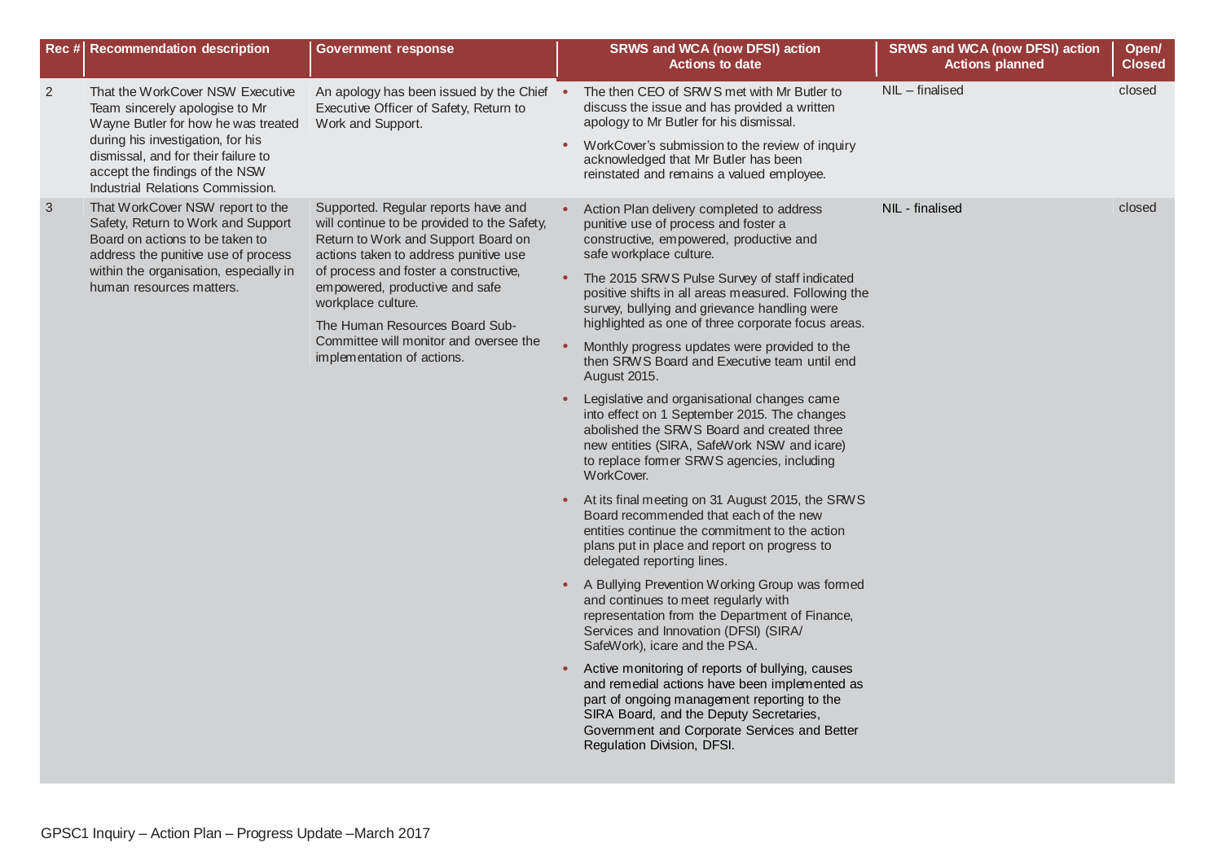| Rec # | Recommendation description | Government response | SRWS and WCA (now DFSI) action Actions to date | SRWS and WCA (now DFSI) action Actions planned | Open/ Closed |
|---|---|---|---|---|---|
| 2 | That the WorkCover NSW Executive Team sincerely apologise to Mr Wayne Butler for how he was treated during his investigation, for his dismissal, and for their failure to accept the findings of the NSW Industrial Relations Commission. | An apology has been issued by the Chief Executive Officer of Safety, Return to Work and Support. | • The then CEO of SRWS met with Mr Butler to discuss the issue and has provided a written apology to Mr Butler for his dismissal.<br>• WorkCover's submission to the review of inquiry acknowledged that Mr Butler has been reinstated and remains a valued employee. | NIL – finalised | closed |
| 3 | That WorkCover NSW report to the Safety, Return to Work and Support Board on actions to be taken to address the punitive use of process within the organisation, especially in human resources matters. | Supported. Regular reports have and will continue to be provided to the Safety, Return to Work and Support Board on actions taken to address punitive use of process and foster a constructive, empowered, productive and safe workplace culture.<br>The Human Resources Board Sub-Committee will monitor and oversee the implementation of actions. | • Action Plan delivery completed to address punitive use of process and foster a constructive, empowered, productive and safe workplace culture.<br>• The 2015 SRWS Pulse Survey of staff indicated positive shifts in all areas measured. Following the survey, bullying and grievance handling were highlighted as one of three corporate focus areas.<br>• Monthly progress updates were provided to the then SRWS Board and Executive team until end August 2015.<br>• Legislative and organisational changes came into effect on 1 September 2015. The changes abolished the SRWS Board and created three new entities (SIRA, SafeWork NSW and icare) to replace former SRWS agencies, including WorkCover.<br>• At its final meeting on 31 August 2015, the SRWS Board recommended that each of the new entities continue the commitment to the action plans put in place and report on progress to delegated reporting lines.<br>• A Bullying Prevention Working Group was formed and continues to meet regularly with representation from the Department of Finance, Services and Innovation (DFSI) (SIRA/ SafeWork), icare and the PSA.<br>• Active monitoring of reports of bullying, causes and remedial actions have been implemented as part of ongoing management reporting to the SIRA Board, and the Deputy Secretaries, Government and Corporate Services and Better Regulation Division, DFSI. | NIL - finalised | closed |

GPSC1 Inquiry – Action Plan – Progress Update –March 2017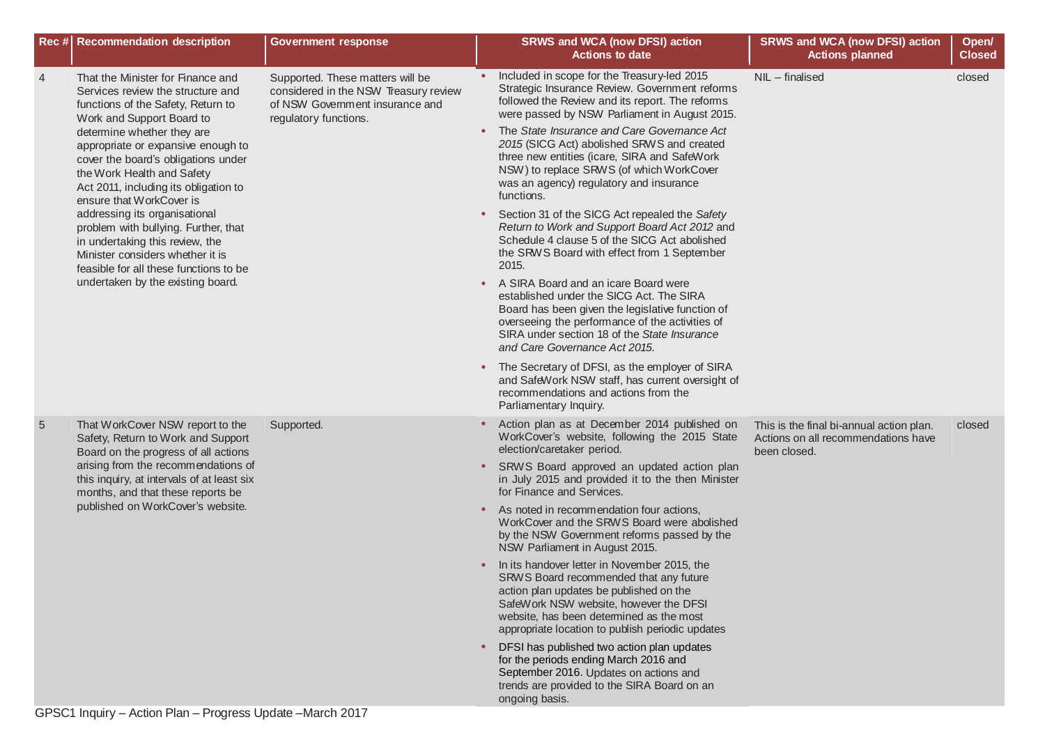| Rec # | Recommendation description | Government response | SRWS and WCA (now DFSI) action Actions to date | SRWS and WCA (now DFSI) action Actions planned | Open/ Closed |
|---|---|---|---|---|---|
| 4 | That the Minister for Finance and Services review the structure and functions of the Safety, Return to Work and Support Board to determine whether they are appropriate or expansive enough to cover the board's obligations under the Work Health and Safety Act 2011, including its obligation to ensure that WorkCover is addressing its organisational problem with bullying. Further, that in undertaking this review, the Minister considers whether it is feasible for all these functions to be undertaken by the existing board. | Supported. These matters will be considered in the NSW Treasury review of NSW Government insurance and regulatory functions. | • Included in scope for the Treasury-led 2015 Strategic Insurance Review. Government reforms followed the Review and its report. The reforms were passed by NSW Parliament in August 2015.<br>• The *State Insurance and Care Governance Act 2015* (SICG Act) abolished SRWS and created three new entities (icare, SIRA and SafeWork NSW) to replace SRWS (of which WorkCover was an agency) regulatory and insurance functions.<br>• Section 31 of the SICG Act repealed the *Safety Return to Work and Support Board Act 2012* and Schedule 4 clause 5 of the SICG Act abolished the SRWS Board with effect from 1 September 2015.<br>• A SIRA Board and an icare Board were established under the SICG Act. The SIRA Board has been given the legislative function of overseeing the performance of the activities of SIRA under section 18 of the *State Insurance and Care Governance Act 2015.*<br>• The Secretary of DFSI, as the employer of SIRA and SafeWork NSW staff, has current oversight of recommendations and actions from the Parliamentary Inquiry. | NIL – finalised | closed |
| 5 | That WorkCover NSW report to the Safety, Return to Work and Support Board on the progress of all actions arising from the recommendations of this inquiry, at intervals of at least six months, and that these reports be published on WorkCover's website. | Supported. | • Action plan as at December 2014 published on WorkCover's website, following the 2015 State election/caretaker period.<br>• SRWS Board approved an updated action plan in July 2015 and provided it to the then Minister for Finance and Services.<br>• As noted in recommendation four actions, WorkCover and the SRWS Board were abolished by the NSW Government reforms passed by the NSW Parliament in August 2015.<br>• In its handover letter in November 2015, the SRWS Board recommended that any future action plan updates be published on the SafeWork NSW website, however the DFSI website, has been determined as the most appropriate location to publish periodic updates<br>• DFSI has published two action plan updates for the periods ending March 2016 and September 2016. Updates on actions and trends are provided to the SIRA Board on an ongoing basis. | This is the final bi-annual action plan. Actions on all recommendations have been closed. | closed |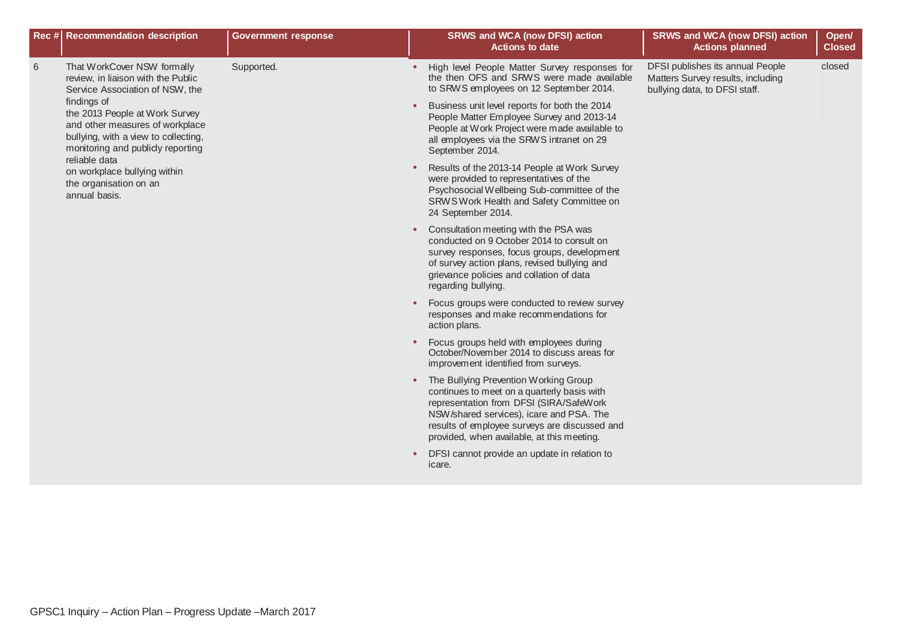| Rec # | Recommendation description | Government response | SRWS and WCA (now DFSI) action Actions to date | SRWS and WCA (now DFSI) action Actions planned | Open/ Closed |
|---|---|---|---|---|---|
| 6 | That WorkCover NSW formally review, in liaison with the Public Service Association of NSW, the findings of the 2013 People at Work Survey and other measures of workplace bullying, with a view to collecting, monitoring and publicly reporting reliable data on workplace bullying within the organisation on an annual basis. | Supported. | • High level People Matter Survey responses for the then OFS and SRWS were made available to SRWS employees on 12 September 2014.<br>• Business unit level reports for both the 2014 People Matter Employee Survey and 2013-14 People at Work Project were made available to all employees via the SRWS intranet on 29 September 2014.<br>• Results of the 2013-14 People at Work Survey were provided to representatives of the Psychosocial Wellbeing Sub-committee of the SRWS Work Health and Safety Committee on 24 September 2014.<br>• Consultation meeting with the PSA was conducted on 9 October 2014 to consult on survey responses, focus groups, development of survey action plans, revised bullying and grievance policies and collation of data regarding bullying.<br>• Focus groups were conducted to review survey responses and make recommendations for action plans.<br>• Focus groups held with employees during October/November 2014 to discuss areas for improvement identified from surveys.<br>• The Bullying Prevention Working Group continues to meet on a quarterly basis with representation from DFSI (SIRA/SafeWork NSW/shared services), icare and PSA. The results of employee surveys are discussed and provided, when available, at this meeting.<br>• DFSI cannot provide an update in relation to icare. | DFSI publishes its annual People Matters Survey results, including bullying data, to DFSI staff. | closed |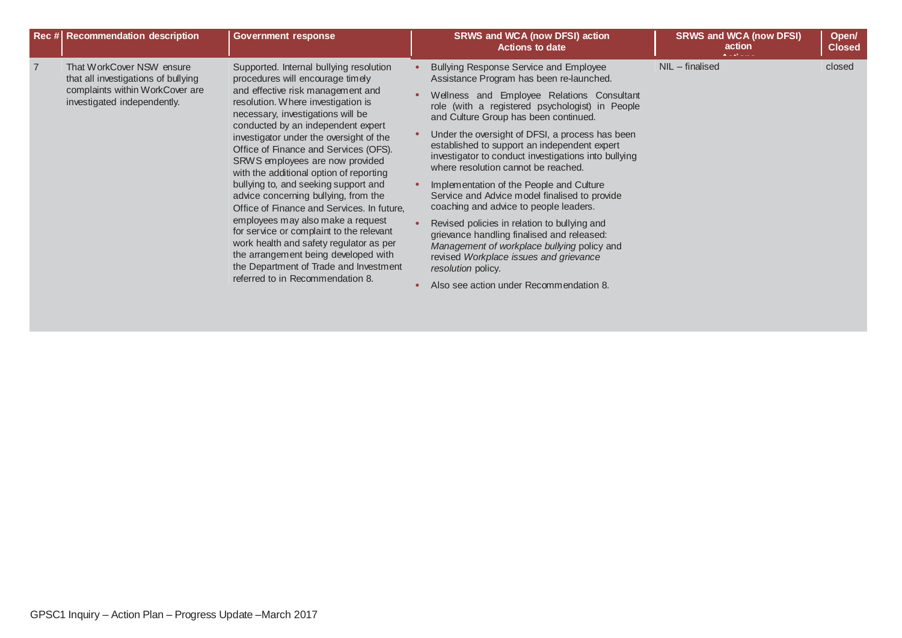| Rec # | Recommendation description | Government response | SRWS and WCA (now DFSI) action Actions to date | SRWS and WCA (now DFSI) action Actions | Open/ Closed |
|---|---|---|---|---|---|
| 7 | That WorkCover NSW ensure that all investigations of bullying complaints within WorkCover are investigated independently. | Supported. Internal bullying resolution procedures will encourage timely and effective risk management and resolution. Where investigation is necessary, investigations will be conducted by an independent expert investigator under the oversight of the Office of Finance and Services (OFS). SRWS employees are now provided with the additional option of reporting bullying to, and seeking support and advice concerning bullying, from the Office of Finance and Services. In future, employees may also make a request for service or complaint to the relevant work health and safety regulator as per the arrangement being developed with the Department of Trade and Investment referred to in Recommendation 8. | • Bullying Response Service and Employee Assistance Program has been re-launched.<br>• Wellness and Employee Relations Consultant role (with a registered psychologist) in People and Culture Group has been continued.<br>• Under the oversight of DFSI, a process has been established to support an independent expert investigator to conduct investigations into bullying where resolution cannot be reached.<br>• Implementation of the People and Culture Service and Advice model finalised to provide coaching and advice to people leaders.<br>• Revised policies in relation to bullying and grievance handling finalised and released: *Management of workplace bullying* policy and revised *Workplace issues and grievance resolution* policy.<br>• Also see action under Recommendation 8. | NIL – finalised | closed |

GPSC1 Inquiry – Action Plan – Progress Update –March 2017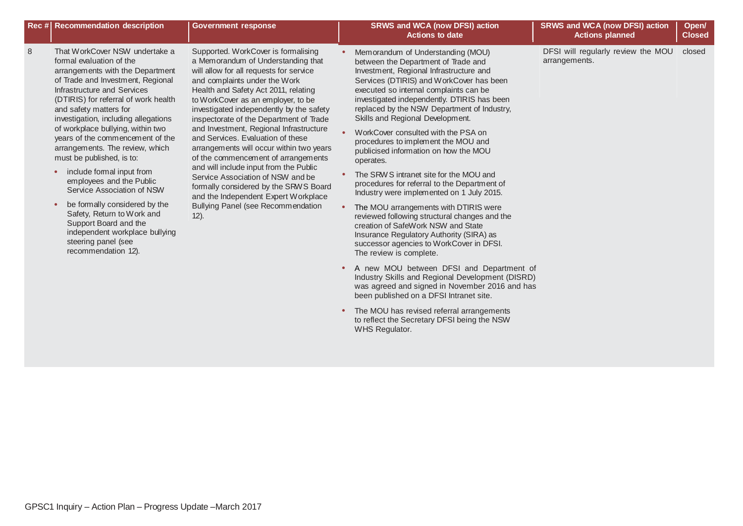| Rec # | Recommendation description | Government response | SRWS and WCA (now DFSI) action Actions to date | SRWS and WCA (now DFSI) action Actions planned | Open/ Closed |
|---|---|---|---|---|---|
| 8 | That WorkCover NSW undertake a formal evaluation of the arrangements with the Department of Trade and Investment, Regional Infrastructure and Services (DTIRIS) for referral of work health and safety matters for investigation, including allegations of workplace bullying, within two years of the commencement of the arrangements. The review, which must be published, is to:<br>• include formal input from employees and the Public Service Association of NSW<br>• be formally considered by the Safety, Return to Work and Support Board and the independent workplace bullying steering panel (see recommendation 12). | Supported. WorkCover is formalising a Memorandum of Understanding that will allow for all requests for service and complaints under the Work Health and Safety Act 2011, relating to WorkCover as an employer, to be investigated independently by the safety inspectorate of the Department of Trade and Investment, Regional Infrastructure and Services. Evaluation of these arrangements will occur within two years of the commencement of arrangements and will include input from the Public Service Association of NSW and be formally considered by the SRWS Board and the Independent Expert Workplace Bullying Panel (see Recommendation 12). | • Memorandum of Understanding (MOU) between the Department of Trade and Investment, Regional Infrastructure and Services (DTIRIS) and WorkCover has been executed so internal complaints can be investigated independently. DTIRIS has been replaced by the NSW Department of Industry, Skills and Regional Development.<br>• WorkCover consulted with the PSA on procedures to implement the MOU and publicised information on how the MOU operates.<br>• The SRWS intranet site for the MOU and procedures for referral to the Department of Industry were implemented on 1 July 2015.<br>• The MOU arrangements with DTIRIS were reviewed following structural changes and the creation of SafeWork NSW and State Insurance Regulatory Authority (SIRA) as successor agencies to WorkCover in DFSI. The review is complete.<br>• A new MOU between DFSI and Department of Industry Skills and Regional Development (DISRD) was agreed and signed in November 2016 and has been published on a DFSI Intranet site.<br>• The MOU has revised referral arrangements to reflect the Secretary DFSI being the NSW WHS Regulator. | DFSI will regularly review the MOU arrangements. | closed |

GPSC1 Inquiry – Action Plan – Progress Update –March 2017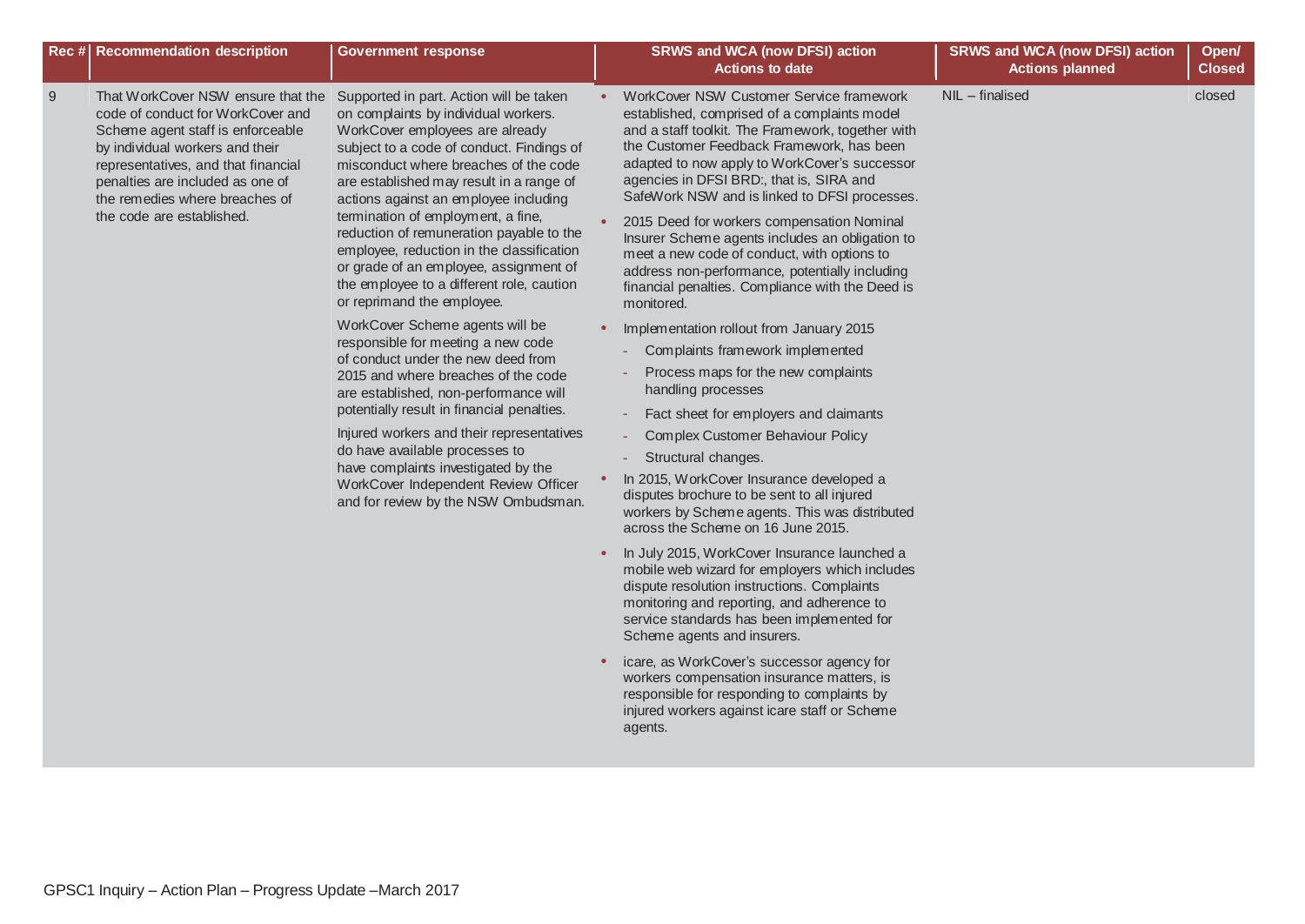| Rec # | Recommendation description | Government response | SRWS and WCA (now DFSI) action Actions to date | SRWS and WCA (now DFSI) action Actions planned | Open/ Closed |
|---|---|---|---|---|---|
| 9 | That WorkCover NSW ensure that the code of conduct for WorkCover and Scheme agent staff is enforceable by individual workers and their representatives, and that financial penalties are included as one of the remedies where breaches of the code are established. | Supported in part. Action will be taken on complaints by individual workers. WorkCover employees are already subject to a code of conduct. Findings of misconduct where breaches of the code are established may result in a range of actions against an employee including termination of employment, a fine, reduction of remuneration payable to the employee, reduction in the classification or grade of an employee, assignment of the employee to a different role, caution or reprimand the employee.<br><br>WorkCover Scheme agents will be responsible for meeting a new code of conduct under the new deed from 2015 and where breaches of the code are established, non-performance will potentially result in financial penalties.<br><br>Injured workers and their representatives do have available processes to have complaints investigated by the WorkCover Independent Review Officer and for review by the NSW Ombudsman. | • WorkCover NSW Customer Service framework established, comprised of a complaints model and a staff toolkit. The Framework, together with the Customer Feedback Framework, has been adapted to now apply to WorkCover's successor agencies in DFSI BRD:, that is, SIRA and SafeWork NSW and is linked to DFSI processes.<br>• 2015 Deed for workers compensation Nominal Insurer Scheme agents includes an obligation to meet a new code of conduct, with options to address non-performance, potentially including financial penalties. Compliance with the Deed is monitored.<br>• Implementation rollout from January 2015<br>- Complaints framework implemented<br>- Process maps for the new complaints handling processes<br>- Fact sheet for employers and claimants<br>- Complex Customer Behaviour Policy<br>- Structural changes.<br>• In 2015, WorkCover Insurance developed a disputes brochure to be sent to all injured workers by Scheme agents. This was distributed across the Scheme on 16 June 2015.<br>• In July 2015, WorkCover Insurance launched a mobile web wizard for employers which includes dispute resolution instructions. Complaints monitoring and reporting, and adherence to service standards has been implemented for Scheme agents and insurers.<br>• icare, as WorkCover's successor agency for workers compensation insurance matters, is responsible for responding to complaints by injured workers against icare staff or Scheme agents. | NIL – finalised | closed |

GPSC1 Inquiry – Action Plan – Progress Update –March 2017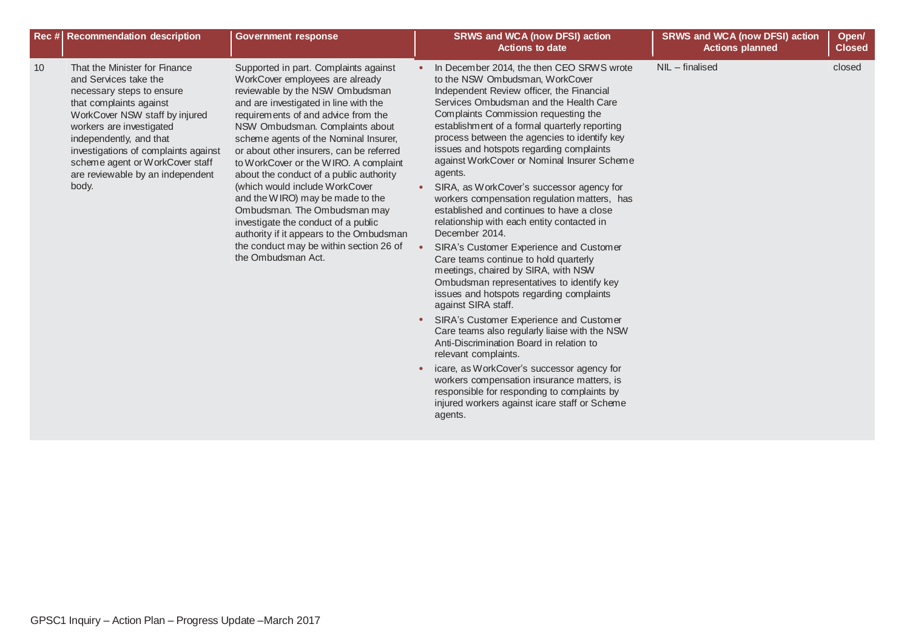| Rec # | Recommendation description | Government response | SRWS and WCA (now DFSI) action Actions to date | SRWS and WCA (now DFSI) action Actions planned | Open/ Closed |
|---|---|---|---|---|---|
| 10 | That the Minister for Finance and Services take the necessary steps to ensure that complaints against WorkCover NSW staff by injured workers are investigated independently, and that investigations of complaints against scheme agent or WorkCover staff are reviewable by an independent body. | Supported in part. Complaints against WorkCover employees are already reviewable by the NSW Ombudsman and are investigated in line with the requirements of and advice from the NSW Ombudsman. Complaints about scheme agents of the Nominal Insurer, or about other insurers, can be referred to WorkCover or the WIRO. A complaint about the conduct of a public authority (which would include WorkCover and the WIRO) may be made to the Ombudsman. The Ombudsman may investigate the conduct of a public authority if it appears to the Ombudsman the conduct may be within section 26 of the Ombudsman Act. | • In December 2014, the then CEO SRWS wrote to the NSW Ombudsman, WorkCover Independent Review officer, the Financial Services Ombudsman and the Health Care Complaints Commission requesting the establishment of a formal quarterly reporting process between the agencies to identify key issues and hotspots regarding complaints against WorkCover or Nominal Insurer Scheme agents.<br>• SIRA, as WorkCover's successor agency for workers compensation regulation matters, has established and continues to have a close relationship with each entity contacted in December 2014.<br>• SIRA's Customer Experience and Customer Care teams continue to hold quarterly meetings, chaired by SIRA, with NSW Ombudsman representatives to identify key issues and hotspots regarding complaints against SIRA staff.<br>• SIRA's Customer Experience and Customer Care teams also regularly liaise with the NSW Anti-Discrimination Board in relation to relevant complaints.<br>• icare, as WorkCover's successor agency for workers compensation insurance matters, is responsible for responding to complaints by injured workers against icare staff or Scheme agents. | NIL – finalised | closed |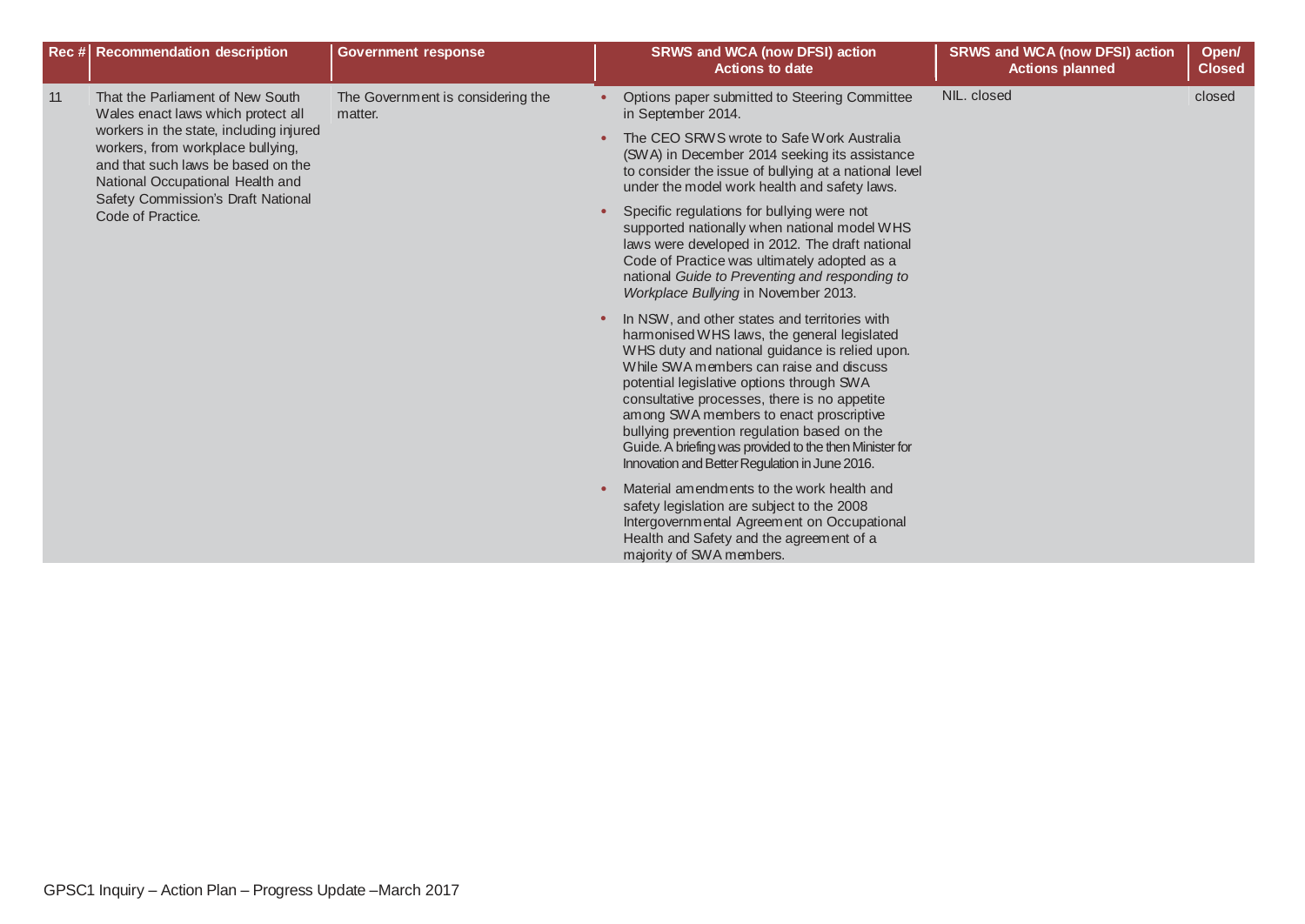| Rec # | Recommendation description | Government response | SRWS and WCA (now DFSI) action Actions to date | SRWS and WCA (now DFSI) action Actions planned | Open/ Closed |
|---|---|---|---|---|---|
| 11 | That the Parliament of New South Wales enact laws which protect all workers in the state, including injured workers, from workplace bullying, and that such laws be based on the National Occupational Health and Safety Commission's Draft National Code of Practice. | The Government is considering the matter. | • Options paper submitted to Steering Committee in September 2014.<br>• The CEO SRWS wrote to Safe Work Australia (SWA) in December 2014 seeking its assistance to consider the issue of bullying at a national level under the model work health and safety laws.<br>• Specific regulations for bullying were not supported nationally when national model WHS laws were developed in 2012. The draft national Code of Practice was ultimately adopted as a national *Guide to Preventing and responding to Workplace Bullying* in November 2013.<br>• In NSW, and other states and territories with harmonised WHS laws, the general legislated WHS duty and national guidance is relied upon. While SWA members can raise and discuss potential legislative options through SWA consultative processes, there is no appetite among SWA members to enact proscriptive bullying prevention regulation based on the Guide. A briefing was provided to the then Minister for Innovation and Better Regulation in June 2016.<br>• Material amendments to the work health and safety legislation are subject to the 2008 Intergovernmental Agreement on Occupational Health and Safety and the agreement of a majority of SWA members. | NIL. closed | closed |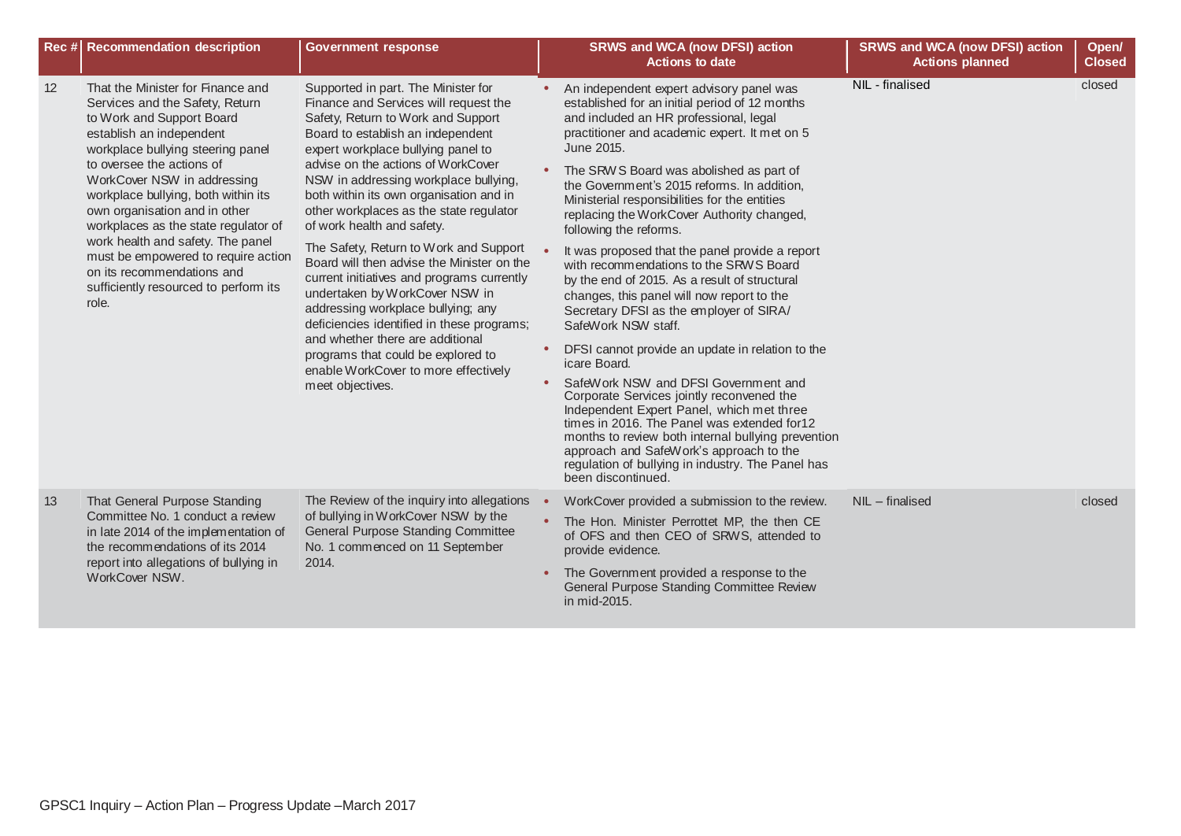| Rec # | Recommendation description | Government response | SRWS and WCA (now DFSI) action Actions to date | SRWS and WCA (now DFSI) action Actions planned | Open/ Closed |
|---|---|---|---|---|---|
| 12 | That the Minister for Finance and Services and the Safety, Return to Work and Support Board establish an independent workplace bullying steering panel to oversee the actions of WorkCover NSW in addressing workplace bullying, both within its own organisation and in other workplaces as the state regulator of work health and safety. The panel must be empowered to require action on its recommendations and sufficiently resourced to perform its role. | Supported in part. The Minister for Finance and Services will request the Safety, Return to Work and Support Board to establish an independent expert workplace bullying panel to advise on the actions of WorkCover NSW in addressing workplace bullying, both within its own organisation and in other workplaces as the state regulator of work health and safety.<br><br>The Safety, Return to Work and Support Board will then advise the Minister on the current initiatives and programs currently undertaken by WorkCover NSW in addressing workplace bullying; any deficiencies identified in these programs; and whether there are additional programs that could be explored to enable WorkCover to more effectively meet objectives. | • An independent expert advisory panel was established for an initial period of 12 months and included an HR professional, legal practitioner and academic expert. It met on 5 June 2015.<br>• The SRWS Board was abolished as part of the Government's 2015 reforms. In addition, Ministerial responsibilities for the entities replacing the WorkCover Authority changed, following the reforms.<br>• It was proposed that the panel provide a report with recommendations to the SRWS Board by the end of 2015. As a result of structural changes, this panel will now report to the Secretary DFSI as the employer of SIRA/ SafeWork NSW staff.<br>• DFSI cannot provide an update in relation to the icare Board.<br>• SafeWork NSW and DFSI Government and Corporate Services jointly reconvened the Independent Expert Panel, which met three times in 2016. The Panel was extended for12 months to review both internal bullying prevention approach and SafeWork's approach to the regulation of bullying in industry. The Panel has been discontinued. | NIL - finalised | closed |
| 13 | That General Purpose Standing Committee No. 1 conduct a review in late 2014 of the implementation of the recommendations of its 2014 report into allegations of bullying in WorkCover NSW. | The Review of the inquiry into allegations of bullying in WorkCover NSW by the General Purpose Standing Committee No. 1 commenced on 11 September 2014. | • WorkCover provided a submission to the review.<br>• The Hon. Minister Perrottet MP, the then CE of OFS and then CEO of SRWS, attended to provide evidence.<br>• The Government provided a response to the General Purpose Standing Committee Review in mid-2015. | NIL – finalised | closed |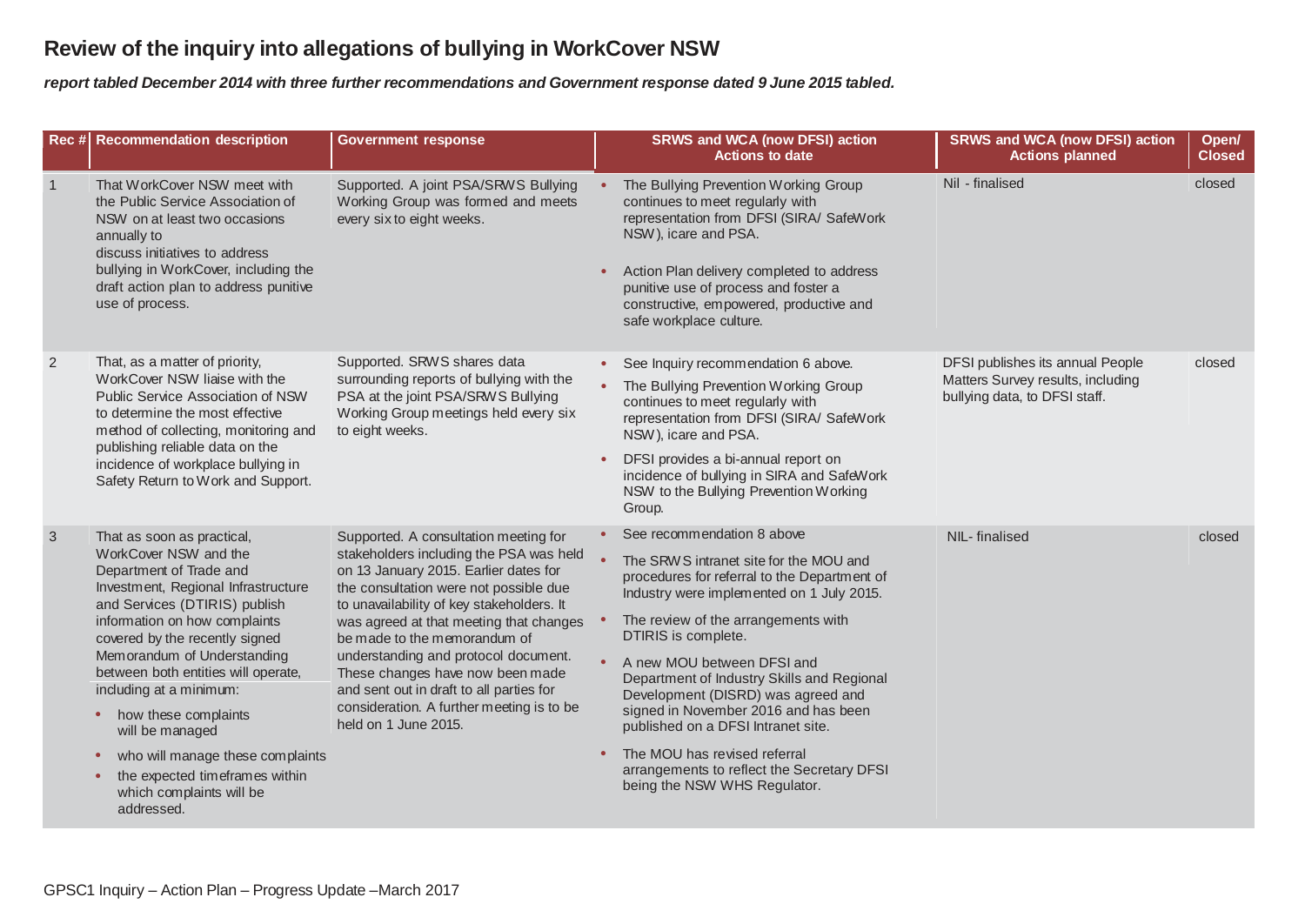## Review of the inquiry into allegations of bullying in WorkCover NSW

***report tabled December 2014 with three further recommendations and Government response dated 9 June 2015 tabled.***

| Rec # | Recommendation description | Government response | SRWS and WCA (now DFSI) action Actions to date | SRWS and WCA (now DFSI) action Actions planned | Open/ Closed |
|---|---|---|---|---|---|
| 1 | That WorkCover NSW meet with the Public Service Association of NSW on at least two occasions annually to discuss initiatives to address bullying in WorkCover, including the draft action plan to address punitive use of process. | Supported. A joint PSA/SRWS Bullying Working Group was formed and meets every six to eight weeks. | • The Bullying Prevention Working Group continues to meet regularly with representation from DFSI (SIRA/ SafeWork NSW), icare and PSA.<br>• Action Plan delivery completed to address punitive use of process and foster a constructive, empowered, productive and safe workplace culture. | Nil - finalised | closed |
| 2 | That, as a matter of priority, WorkCover NSW liaise with the Public Service Association of NSW to determine the most effective method of collecting, monitoring and publishing reliable data on the incidence of workplace bullying in Safety Return to Work and Support. | Supported. SRWS shares data surrounding reports of bullying with the PSA at the joint PSA/SRWS Bullying Working Group meetings held every six to eight weeks. | • See Inquiry recommendation 6 above.<br>• The Bullying Prevention Working Group continues to meet regularly with representation from DFSI (SIRA/ SafeWork NSW), icare and PSA.<br>• DFSI provides a bi-annual report on incidence of bullying in SIRA and SafeWork NSW to the Bullying Prevention Working Group. | DFSI publishes its annual People Matters Survey results, including bullying data, to DFSI staff. | closed |
| 3 | That as soon as practical, WorkCover NSW and the Department of Trade and Investment, Regional Infrastructure and Services (DTIRIS) publish information on how complaints covered by the recently signed Memorandum of Understanding between both entities will operate, including at a minimum:<br>• how these complaints will be managed<br>• who will manage these complaints<br>• the expected timeframes within which complaints will be addressed. | Supported. A consultation meeting for stakeholders including the PSA was held on 13 January 2015. Earlier dates for the consultation were not possible due to unavailability of key stakeholders. It was agreed at that meeting that changes be made to the memorandum of understanding and protocol document. These changes have now been made and sent out in draft to all parties for consideration. A further meeting is to be held on 1 June 2015. | • See recommendation 8 above<br>• The SRWS intranet site for the MOU and procedures for referral to the Department of Industry were implemented on 1 July 2015.<br>• The review of the arrangements with DTIRIS is complete.<br>• A new MOU between DFSI and Department of Industry Skills and Regional Development (DISRD) was agreed and signed in November 2016 and has been published on a DFSI Intranet site.<br>• The MOU has revised referral arrangements to reflect the Secretary DFSI being the NSW WHS Regulator. | NIL- finalised | closed |

GPSC1 Inquiry – Action Plan – Progress Update –March 2017